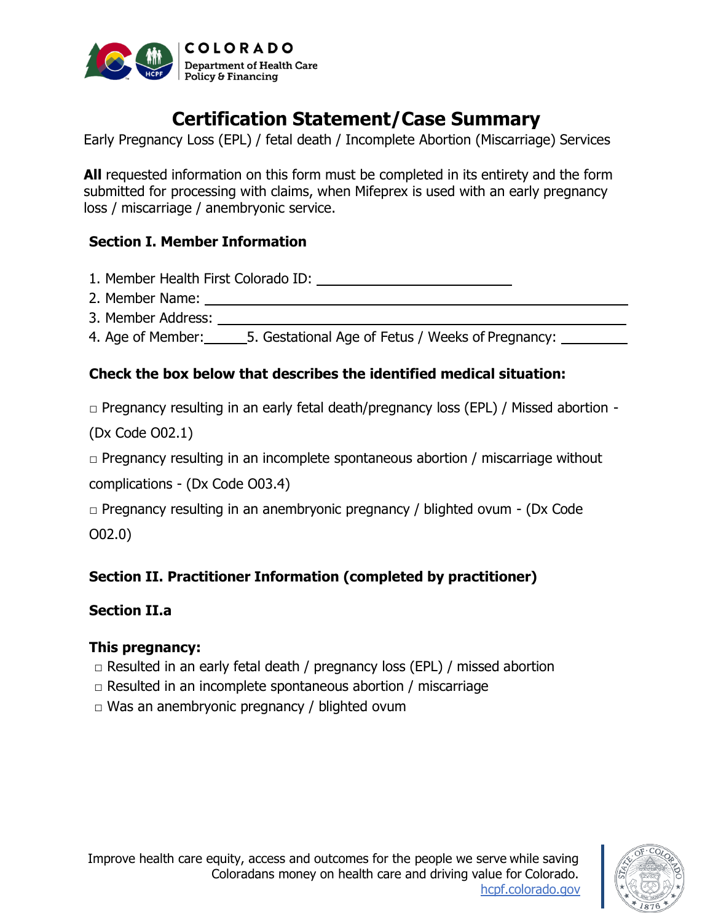COLORADO
Department of Health Care Policy & Financing

# Certification Statement/Case Summary

Early Pregnancy Loss (EPL) / fetal death / Incomplete Abortion (Miscarriage) Services

**All** requested information on this form must be completed in its entirety and the form submitted for processing with claims, when Mifeprex is used with an early pregnancy loss / miscarriage / anembryonic service.

## Section I. Member Information

1. Member Health First Colorado ID: ____________________
2. Member Name: ____________________________________________
3. Member Address: __________________________________________
4. Age of Member:______ 5. Gestational Age of Fetus / Weeks of Pregnancy: _________

**Check the box below that describes the identified medical situation:**

□ Pregnancy resulting in an early fetal death/pregnancy loss (EPL) / Missed abortion - (Dx Code O02.1)

□ Pregnancy resulting in an incomplete spontaneous abortion / miscarriage without complications - (Dx Code O03.4)

□ Pregnancy resulting in an anembryonic pregnancy / blighted ovum - (Dx Code O02.0)

## Section II. Practitioner Information (completed by practitioner)

### Section II.a

**This pregnancy:**

□ Resulted in an early fetal death / pregnancy loss (EPL) / missed abortion
□ Resulted in an incomplete spontaneous abortion / miscarriage
□ Was an anembryonic pregnancy / blighted ovum

Improve health care equity, access and outcomes for the people we serve while saving Coloradans money on health care and driving value for Colorado.
hcpf.colorado.gov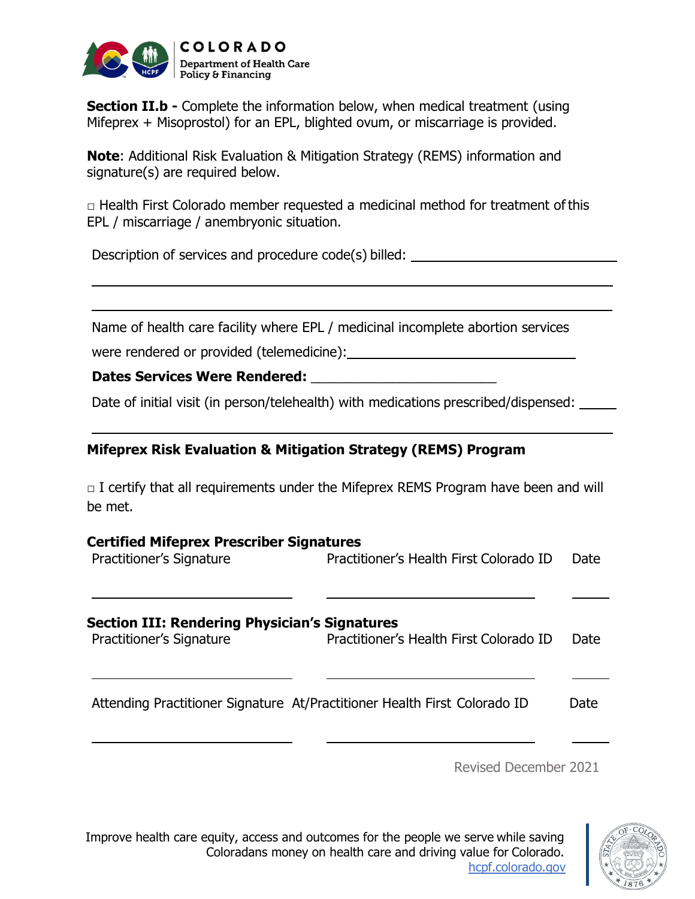**Section II.b -** Complete the information below, when medical treatment (using Mifeprex + Misoprostol) for an EPL, blighted ovum, or miscarriage is provided.

**Note**: Additional Risk Evaluation & Mitigation Strategy (REMS) information and signature(s) are required below.

□ Health First Colorado member requested a medicinal method for treatment of this EPL / miscarriage / anembryonic situation.

Description of services and procedure code(s) billed: ______________________________

______________________________________________________________________

______________________________________________________________________

Name of health care facility where EPL / medicinal incomplete abortion services were rendered or provided (telemedicine):______________________________

**Dates Services Were Rendered:** ________________________

Date of initial visit (in person/telehealth) with medications prescribed/dispensed: _____

______________________________________________________________________

**Mifeprex Risk Evaluation & Mitigation Strategy (REMS) Program**

□ I certify that all requirements under the Mifeprex REMS Program have been and will be met.

**Certified Mifeprex Prescriber Signatures**

| Practitioner's Signature | Practitioner's Health First Colorado ID | Date |
|---|---|---|
| ________________________ | ________________________ | _____ |

**Section III: Rendering Physician's Signatures**

| Practitioner's Signature | Practitioner's Health First Colorado ID | Date |
|---|---|---|
| ________________________ | ________________________ | _____ |
| **Attending Practitioner Signature** | **At/Practitioner Health First Colorado ID** | **Date** |
| ________________________ | ________________________ | _____ |

Revised December 2021

Improve health care equity, access and outcomes for the people we serve while saving Coloradans money on health care and driving value for Colorado.
hcpf.colorado.gov